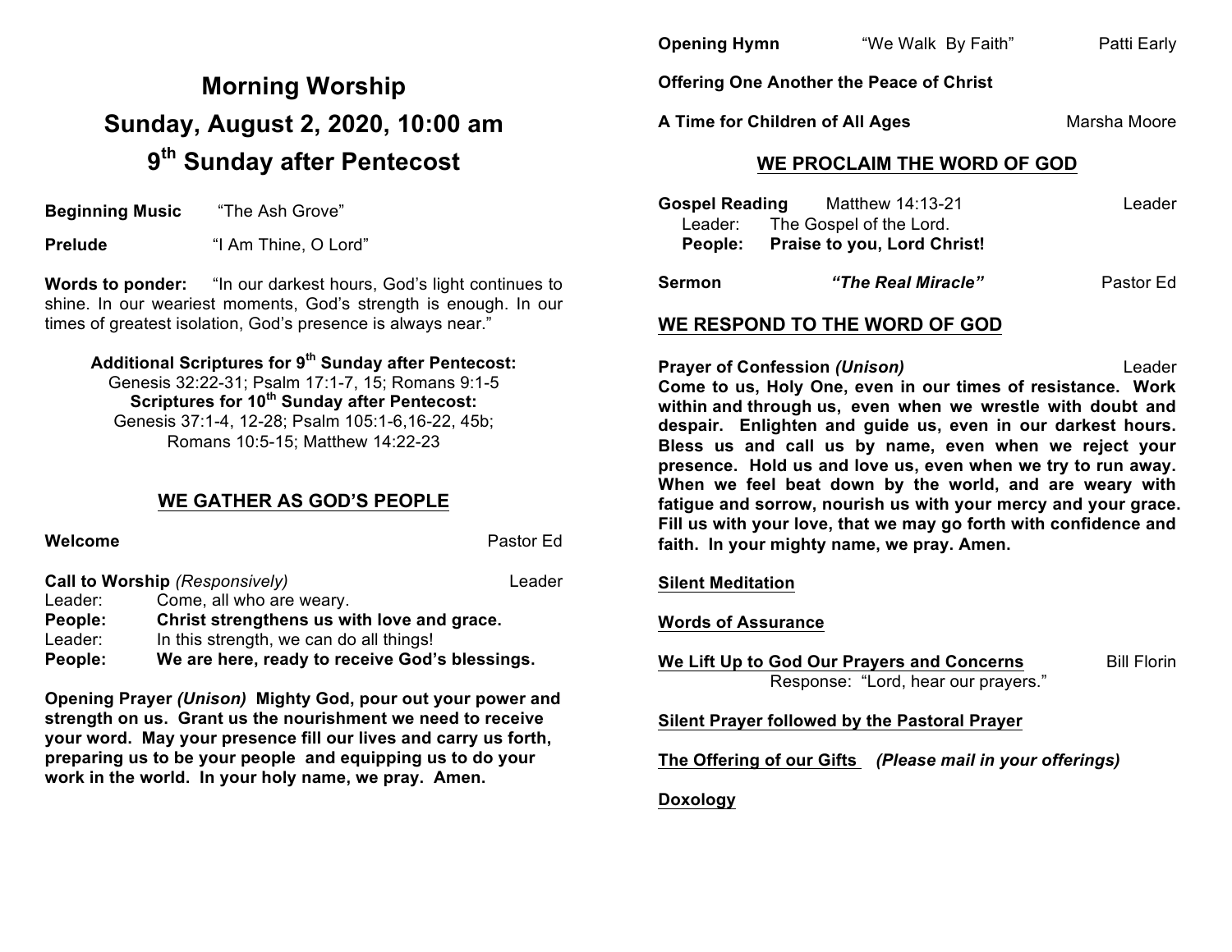# Morning Worship
# Sunday, August 2, 2020, 10:00 am
# 9th Sunday after Pentecost

**Beginning Music** "The Ash Grove"

**Prelude** "I Am Thine, O Lord"

**Words to ponder:** "In our darkest hours, God's light continues to shine. In our weariest moments, God's strength is enough. In our times of greatest isolation, God's presence is always near."

**Additional Scriptures for 9th Sunday after Pentecost:**
Genesis 32:22-31; Psalm 17:1-7, 15; Romans 9:1-5
**Scriptures for 10th Sunday after Pentecost:**
Genesis 37:1-4, 12-28; Psalm 105:1-6,16-22, 45b; Romans 10:5-15; Matthew 14:22-23

## WE GATHER AS GOD'S PEOPLE

**Welcome** Pastor Ed

**Call to Worship** *(Responsively)* Leader

Leader: Come, all who are weary.
**People: Christ strengthens us with love and grace.**
Leader: In this strength, we can do all things!
**People: We are here, ready to receive God's blessings.**

**Opening Prayer *(Unison)* Mighty God, pour out your power and strength on us. Grant us the nourishment we need to receive your word. May your presence fill our lives and carry us forth, preparing us to be your people and equipping us to do your work in the world. In your holy name, we pray. Amen.**

**Opening Hymn** "We Walk By Faith" Patti Early

**Offering One Another the Peace of Christ**

**A Time for Children of All Ages** Marsha Moore

## WE PROCLAIM THE WORD OF GOD

**Gospel Reading** Matthew 14:13-21 Leader

Leader: The Gospel of the Lord.
**People: Praise to you, Lord Christ!**

**Sermon** ***"The Real Miracle"*** Pastor Ed

## WE RESPOND TO THE WORD OF GOD

**Prayer of Confession *(Unison)*** Leader

**Come to us, Holy One, even in our times of resistance. Work within and through us, even when we wrestle with doubt and despair. Enlighten and guide us, even in our darkest hours. Bless us and call us by name, even when we reject your presence. Hold us and love us, even when we try to run away. When we feel beat down by the world, and are weary with fatigue and sorrow, nourish us with your mercy and your grace. Fill us with your love, that we may go forth with confidence and faith. In your mighty name, we pray. Amen.**

**Silent Meditation**

**Words of Assurance**

**We Lift Up to God Our Prayers and Concerns** Bill Florin

Response: "Lord, hear our prayers."

**Silent Prayer followed by the Pastoral Prayer**

**The Offering of our Gifts** ***(Please mail in your offerings)***

**Doxology**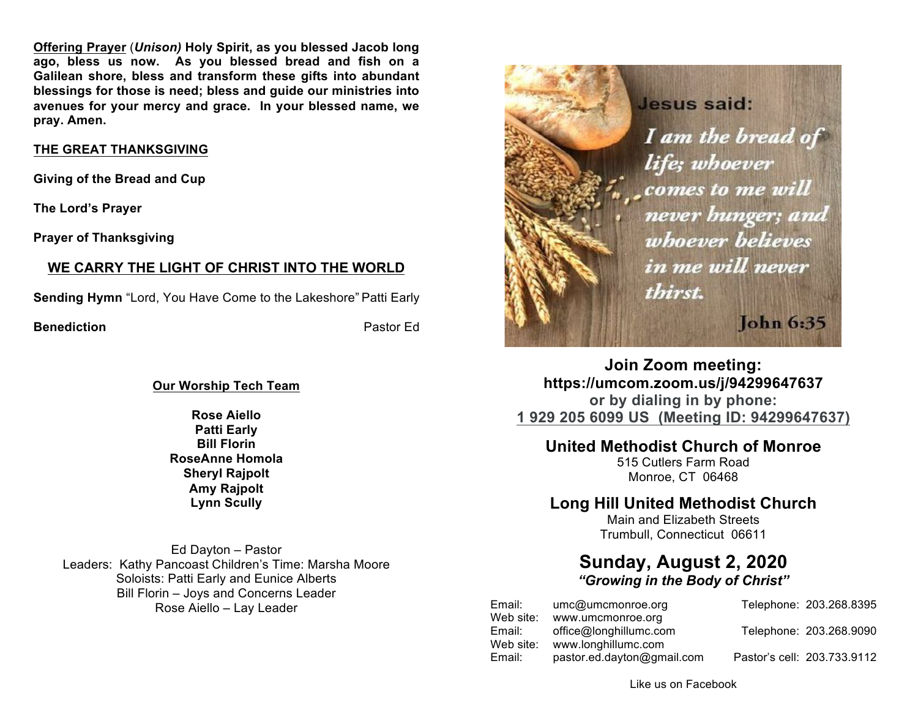**Offering Prayer** (***Unison)*** **Holy Spirit, as you blessed Jacob long ago, bless us now. As you blessed bread and fish on a Galilean shore, bless and transform these gifts into abundant blessings for those is need; bless and guide our ministries into avenues for your mercy and grace. In your blessed name, we pray. Amen.**

**THE GREAT THANKSGIVING**

**Giving of the Bread and Cup**

**The Lord's Prayer**

**Prayer of Thanksgiving**

## WE CARRY THE LIGHT OF CHRIST INTO THE WORLD

**Sending Hymn** "Lord, You Have Come to the Lakeshore" Patti Early

**Benediction** Pastor Ed

**Our Worship Tech Team**

**Rose Aiello**
**Patti Early**
**Bill Florin**
**RoseAnne Homola**
**Sheryl Rajpolt**
**Amy Rajpolt**
**Lynn Scully**

Ed Dayton – Pastor
Leaders: Kathy Pancoast Children's Time: Marsha Moore
Soloists: Patti Early and Eunice Alberts
Bill Florin – Joys and Concerns Leader
Rose Aiello – Lay Leader

Jesus said:
*I am the bread of life; whoever comes to me will never hunger; and whoever believes in me will never thirst.*
John 6:35

**Join Zoom meeting:**
**https://umcom.zoom.us/j/94299647637**
**or by dialing in by phone:**
**1 929 205 6099 US (Meeting ID: 94299647637)**

## United Methodist Church of Monroe

515 Cutlers Farm Road
Monroe, CT 06468

## Long Hill United Methodist Church

Main and Elizabeth Streets
Trumbull, Connecticut 06611

# Sunday, August 2, 2020

***"Growing in the Body of Christ"***

| | | |
|---|---|---|
| Email: | umc@umcmonroe.org | Telephone: 203.268.8395 |
| Web site: | www.umcmonroe.org | |
| Email: | office@longhillumc.com | Telephone: 203.268.9090 |
| Web site: | www.longhillumc.com | |
| Email: | pastor.ed.dayton@gmail.com | Pastor's cell: 203.733.9112 |

Like us on Facebook